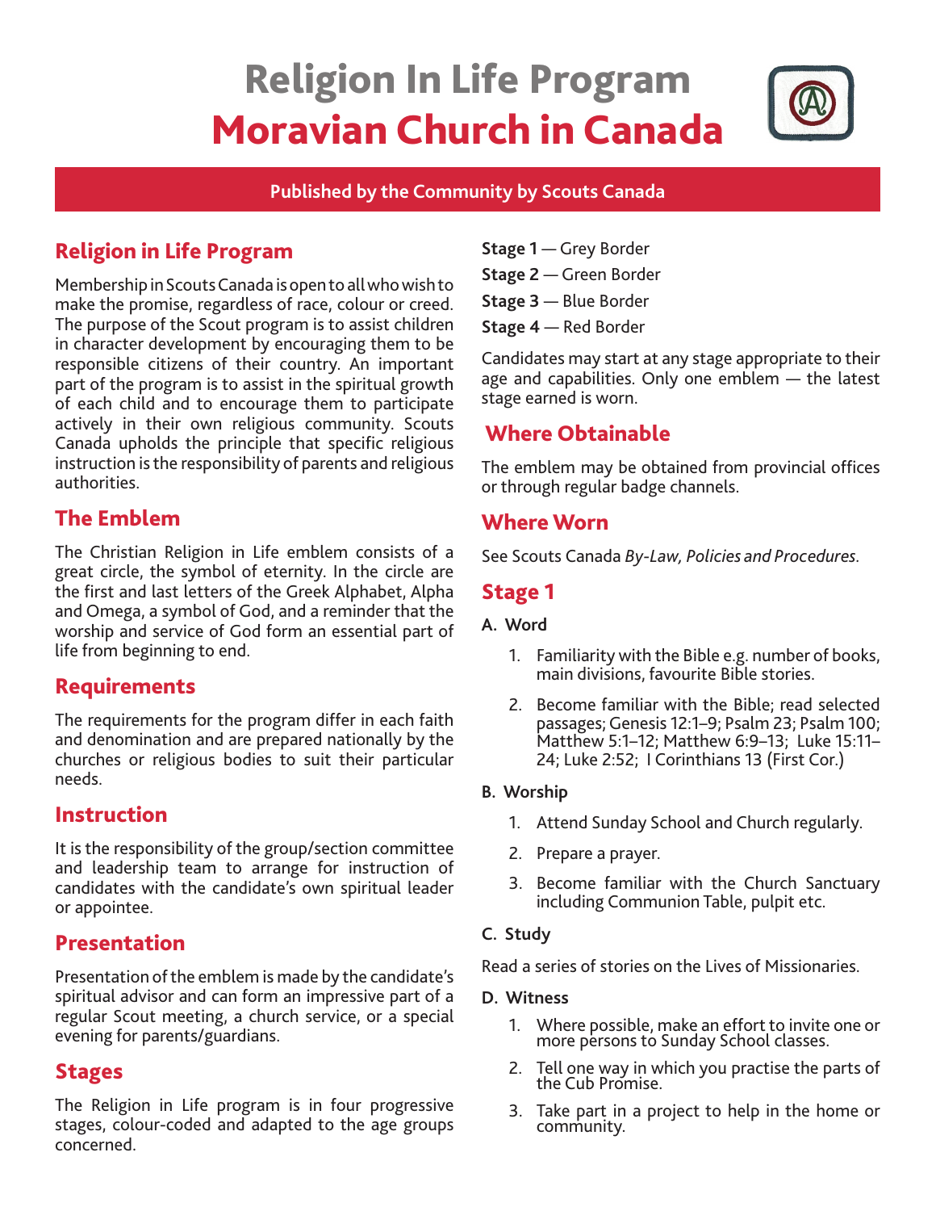# Religion In Life Program
# Moravian Church in Canada

**Published by the Community by Scouts Canada**

## Religion in Life Program

Membership in Scouts Canada is open to all who wish to make the promise, regardless of race, colour or creed. The purpose of the Scout program is to assist children in character development by encouraging them to be responsible citizens of their country. An important part of the program is to assist in the spiritual growth of each child and to encourage them to participate actively in their own religious community. Scouts Canada upholds the principle that specific religious instruction is the responsibility of parents and religious authorities.

## The Emblem

The Christian Religion in Life emblem consists of a great circle, the symbol of eternity. In the circle are the first and last letters of the Greek Alphabet, Alpha and Omega, a symbol of God, and a reminder that the worship and service of God form an essential part of life from beginning to end.

## Requirements

The requirements for the program differ in each faith and denomination and are prepared nationally by the churches or religious bodies to suit their particular needs.

## Instruction

It is the responsibility of the group/section committee and leadership team to arrange for instruction of candidates with the candidate's own spiritual leader or appointee.

## Presentation

Presentation of the emblem is made by the candidate's spiritual advisor and can form an impressive part of a regular Scout meeting, a church service, or a special evening for parents/guardians.

## Stages

The Religion in Life program is in four progressive stages, colour-coded and adapted to the age groups concerned.

**Stage 1** — Grey Border

**Stage 2** — Green Border

**Stage 3** — Blue Border

**Stage 4** — Red Border

Candidates may start at any stage appropriate to their age and capabilities. Only one emblem — the latest stage earned is worn.

## Where Obtainable

The emblem may be obtained from provincial offices or through regular badge channels.

## Where Worn

See Scouts Canada *By-Law, Policies and Procedures*.

## Stage 1

**A. Word**

1. Familiarity with the Bible e.g. number of books, main divisions, favourite Bible stories.
2. Become familiar with the Bible; read selected passages; Genesis 12:1–9; Psalm 23; Psalm 100; Matthew 5:1–12; Matthew 6:9–13; Luke 15:11–24; Luke 2:52; I Corinthians 13 (First Cor.)

**B. Worship**

1. Attend Sunday School and Church regularly.
2. Prepare a prayer.
3. Become familiar with the Church Sanctuary including Communion Table, pulpit etc.

**C. Study**

Read a series of stories on the Lives of Missionaries.

**D. Witness**

1. Where possible, make an effort to invite one or more persons to Sunday School classes.
2. Tell one way in which you practise the parts of the Cub Promise.
3. Take part in a project to help in the home or community.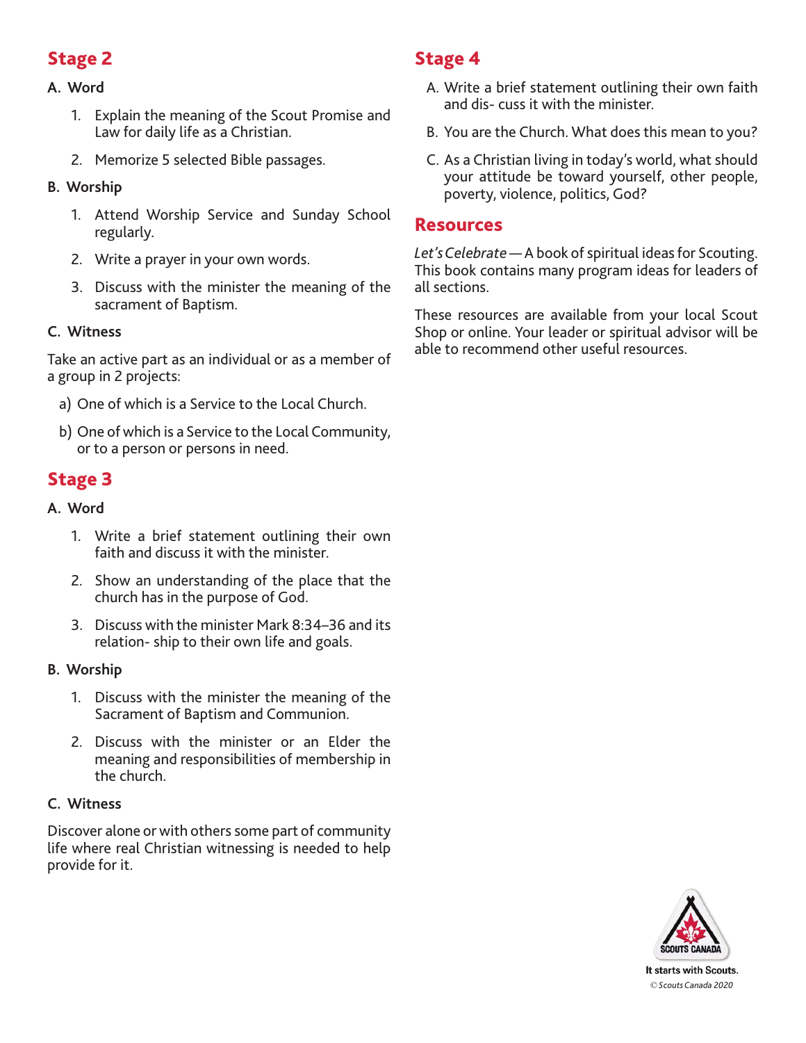## Stage 2

**A. Word**

1. Explain the meaning of the Scout Promise and Law for daily life as a Christian.
2. Memorize 5 selected Bible passages.

**B. Worship**

1. Attend Worship Service and Sunday School regularly.
2. Write a prayer in your own words.
3. Discuss with the minister the meaning of the sacrament of Baptism.

**C. Witness**

Take an active part as an individual or as a member of a group in 2 projects:

a) One of which is a Service to the Local Church.

b) One of which is a Service to the Local Community, or to a person or persons in need.

## Stage 3

**A. Word**

1. Write a brief statement outlining their own faith and discuss it with the minister.
2. Show an understanding of the place that the church has in the purpose of God.
3. Discuss with the minister Mark 8:34–36 and its relation- ship to their own life and goals.

**B. Worship**

1. Discuss with the minister the meaning of the Sacrament of Baptism and Communion.
2. Discuss with the minister or an Elder the meaning and responsibilities of membership in the church.

**C. Witness**

Discover alone or with others some part of community life where real Christian witnessing is needed to help provide for it.

## Stage 4

A. Write a brief statement outlining their own faith and dis- cuss it with the minister.

B. You are the Church. What does this mean to you?

C. As a Christian living in today's world, what should your attitude be toward yourself, other people, poverty, violence, politics, God?

## Resources

*Let's Celebrate* — A book of spiritual ideas for Scouting. This book contains many program ideas for leaders of all sections.

These resources are available from your local Scout Shop or online. Your leader or spiritual advisor will be able to recommend other useful resources.

SCOUTS CANADA

It starts with Scouts.

© Scouts Canada 2020